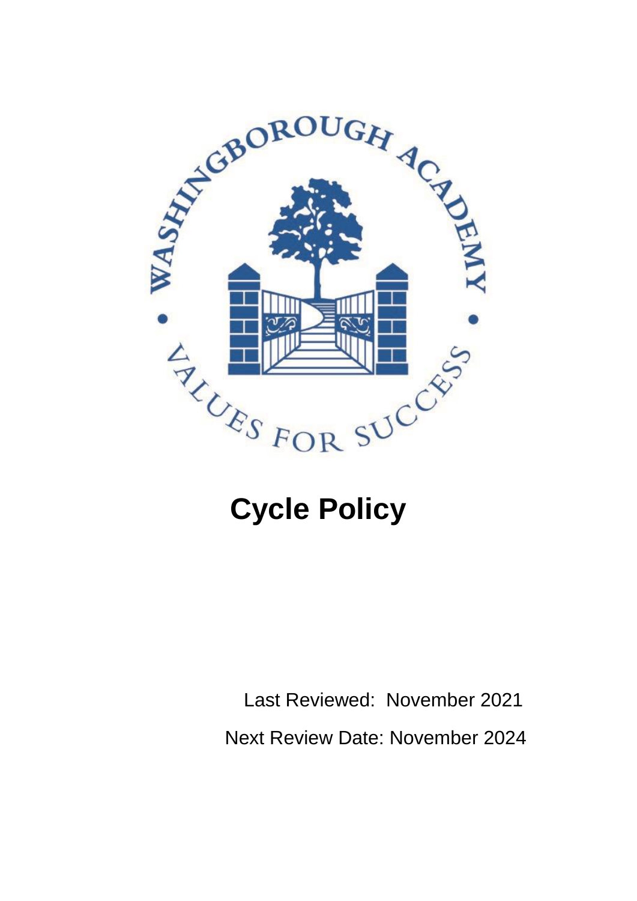WASHINGBOROUGH ACADEMY

VALUES FOR SUCCESS

# Cycle Policy

Last Reviewed: November 2021

Next Review Date: November 2024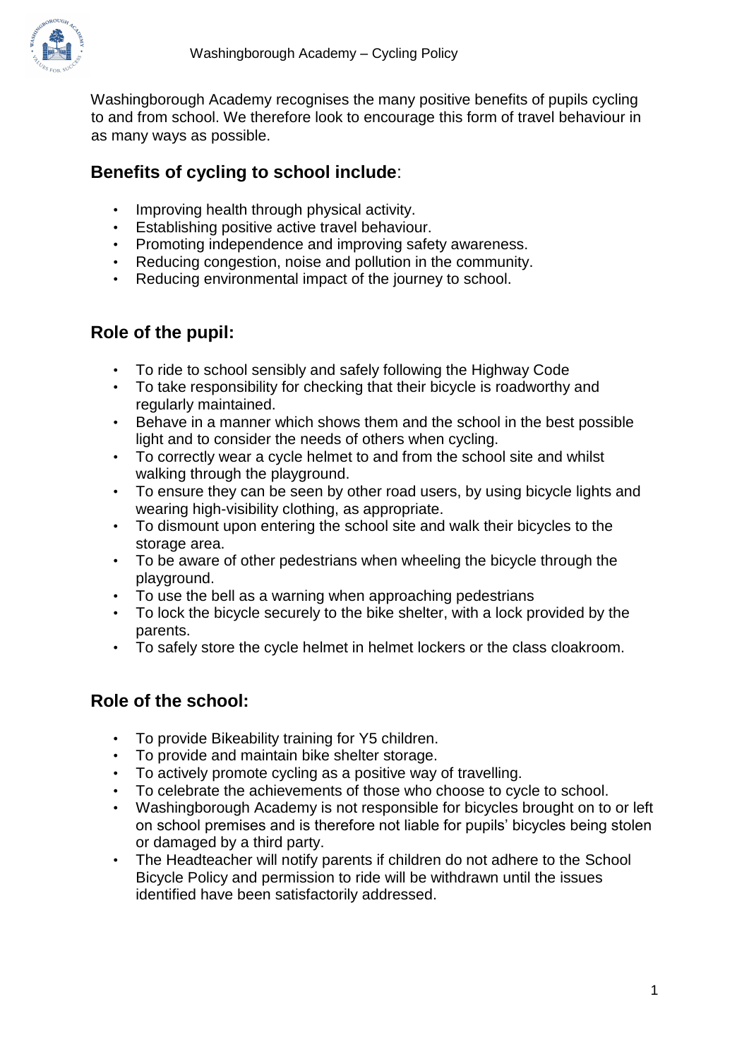Washingborough Academy recognises the many positive benefits of pupils cycling to and from school. We therefore look to encourage this form of travel behaviour in as many ways as possible.

## **Benefits of cycling to school include**:

- Improving health through physical activity.
- Establishing positive active travel behaviour.
- Promoting independence and improving safety awareness.
- Reducing congestion, noise and pollution in the community.
- Reducing environmental impact of the journey to school.

## **Role of the pupil:**

- To ride to school sensibly and safely following the Highway Code
- To take responsibility for checking that their bicycle is roadworthy and regularly maintained.
- Behave in a manner which shows them and the school in the best possible light and to consider the needs of others when cycling.
- To correctly wear a cycle helmet to and from the school site and whilst walking through the playground.
- To ensure they can be seen by other road users, by using bicycle lights and wearing high-visibility clothing, as appropriate.
- To dismount upon entering the school site and walk their bicycles to the storage area.
- To be aware of other pedestrians when wheeling the bicycle through the playground.
- To use the bell as a warning when approaching pedestrians
- To lock the bicycle securely to the bike shelter, with a lock provided by the parents.
- To safely store the cycle helmet in helmet lockers or the class cloakroom.

## **Role of the school:**

- To provide Bikeability training for Y5 children.
- To provide and maintain bike shelter storage.
- To actively promote cycling as a positive way of travelling.
- To celebrate the achievements of those who choose to cycle to school.
- Washingborough Academy is not responsible for bicycles brought on to or left on school premises and is therefore not liable for pupils' bicycles being stolen or damaged by a third party.
- The Headteacher will notify parents if children do not adhere to the School Bicycle Policy and permission to ride will be withdrawn until the issues identified have been satisfactorily addressed.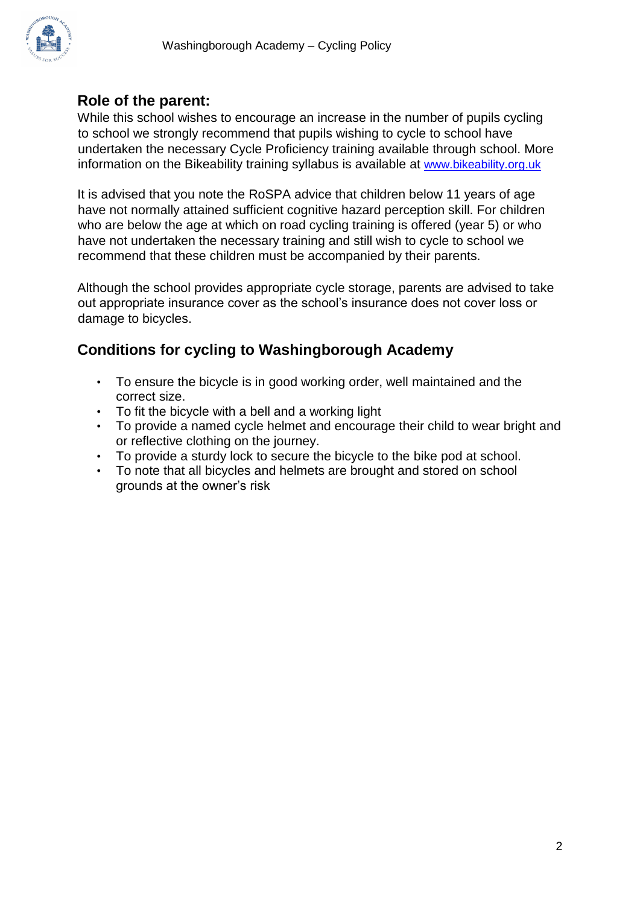## Role of the parent:

While this school wishes to encourage an increase in the number of pupils cycling to school we strongly recommend that pupils wishing to cycle to school have undertaken the necessary Cycle Proficiency training available through school. More information on the Bikeability training syllabus is available at www.bikeability.org.uk

It is advised that you note the RoSPA advice that children below 11 years of age have not normally attained sufficient cognitive hazard perception skill. For children who are below the age at which on road cycling training is offered (year 5) or who have not undertaken the necessary training and still wish to cycle to school we recommend that these children must be accompanied by their parents.

Although the school provides appropriate cycle storage, parents are advised to take out appropriate insurance cover as the school's insurance does not cover loss or damage to bicycles.

## Conditions for cycling to Washingborough Academy

- To ensure the bicycle is in good working order, well maintained and the correct size.
- To fit the bicycle with a bell and a working light
- To provide a named cycle helmet and encourage their child to wear bright and or reflective clothing on the journey.
- To provide a sturdy lock to secure the bicycle to the bike pod at school.
- To note that all bicycles and helmets are brought and stored on school grounds at the owner's risk